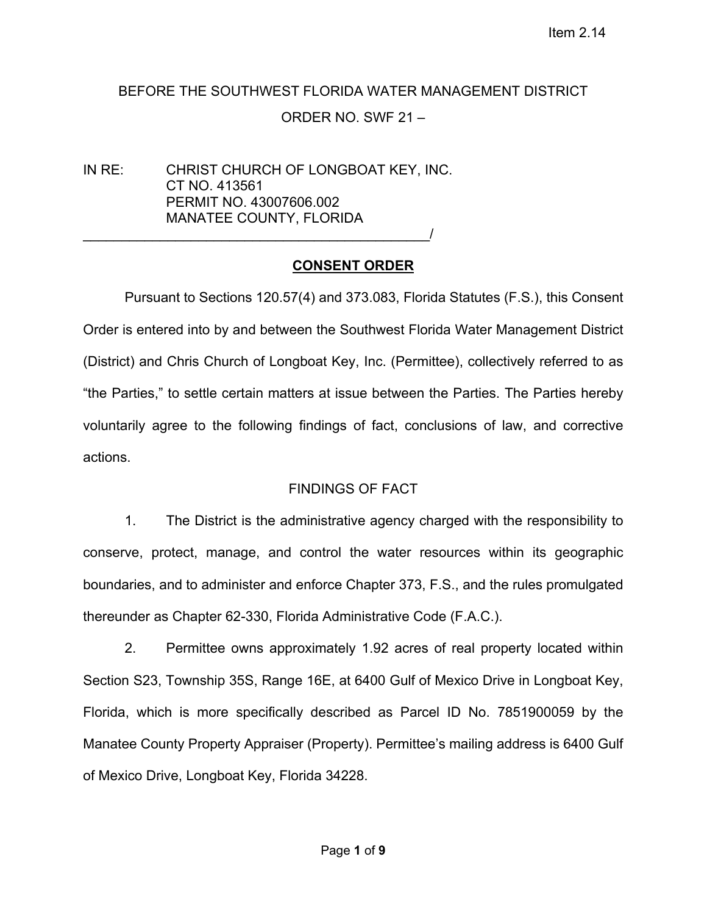Item 2.14

BEFORE THE SOUTHWEST FLORIDA WATER MANAGEMENT DISTRICT

ORDER NO. SWF 21 –

IN RE: CHRIST CHURCH OF LONGBOAT KEY, INC.
CT NO. 413561
PERMIT NO. 43007606.002
MANATEE COUNTY, FLORIDA
_______________________________________________/

## CONSENT ORDER

Pursuant to Sections 120.57(4) and 373.083, Florida Statutes (F.S.), this Consent Order is entered into by and between the Southwest Florida Water Management District (District) and Chris Church of Longboat Key, Inc. (Permittee), collectively referred to as "the Parties," to settle certain matters at issue between the Parties. The Parties hereby voluntarily agree to the following findings of fact, conclusions of law, and corrective actions.

### FINDINGS OF FACT

1. The District is the administrative agency charged with the responsibility to conserve, protect, manage, and control the water resources within its geographic boundaries, and to administer and enforce Chapter 373, F.S., and the rules promulgated thereunder as Chapter 62-330, Florida Administrative Code (F.A.C.).

2. Permittee owns approximately 1.92 acres of real property located within Section S23, Township 35S, Range 16E, at 6400 Gulf of Mexico Drive in Longboat Key, Florida, which is more specifically described as Parcel ID No. 7851900059 by the Manatee County Property Appraiser (Property). Permittee's mailing address is 6400 Gulf of Mexico Drive, Longboat Key, Florida 34228.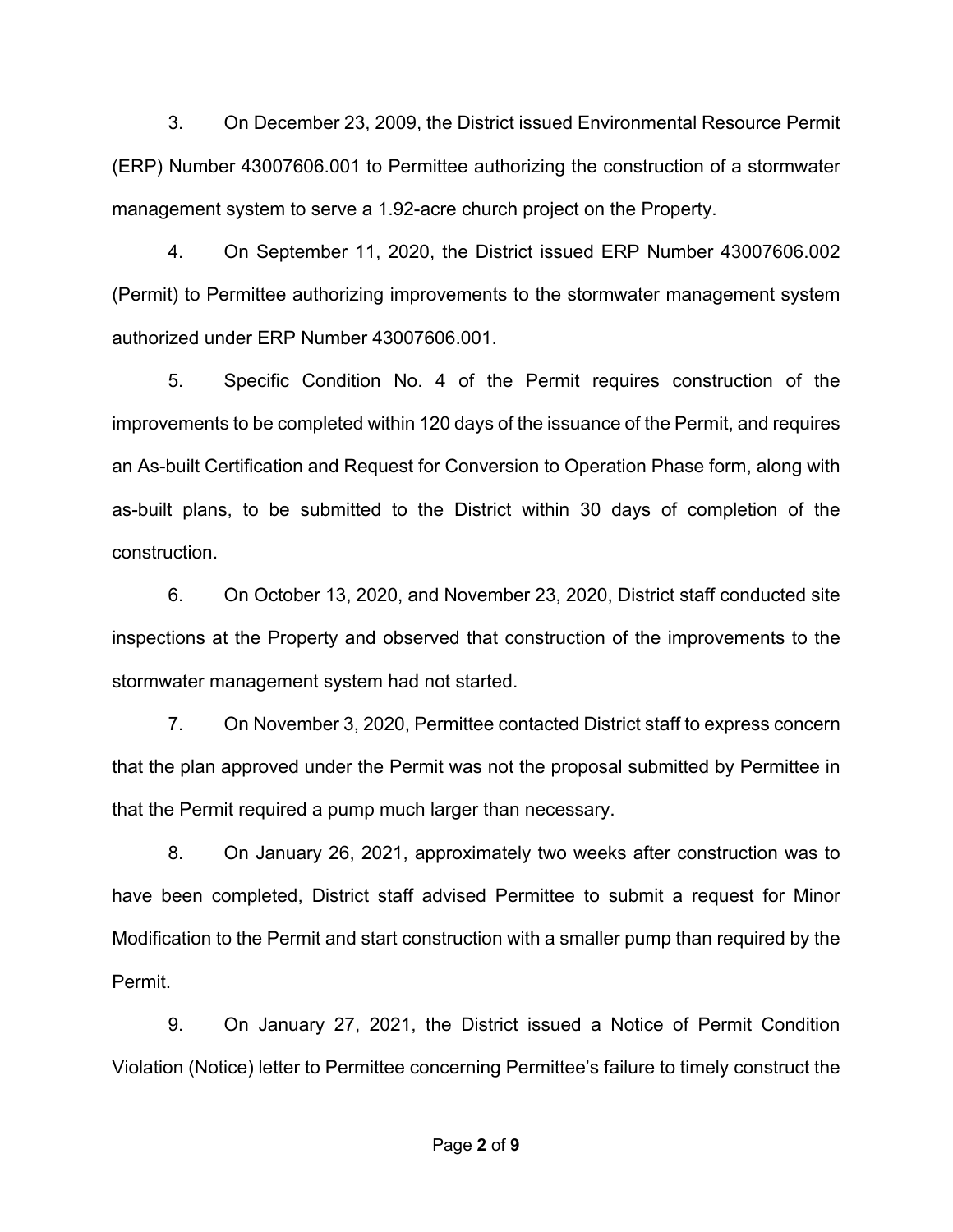3. On December 23, 2009, the District issued Environmental Resource Permit (ERP) Number 43007606.001 to Permittee authorizing the construction of a stormwater management system to serve a 1.92-acre church project on the Property.

4. On September 11, 2020, the District issued ERP Number 43007606.002 (Permit) to Permittee authorizing improvements to the stormwater management system authorized under ERP Number 43007606.001.

5. Specific Condition No. 4 of the Permit requires construction of the improvements to be completed within 120 days of the issuance of the Permit, and requires an As-built Certification and Request for Conversion to Operation Phase form, along with as-built plans, to be submitted to the District within 30 days of completion of the construction.

6. On October 13, 2020, and November 23, 2020, District staff conducted site inspections at the Property and observed that construction of the improvements to the stormwater management system had not started.

7. On November 3, 2020, Permittee contacted District staff to express concern that the plan approved under the Permit was not the proposal submitted by Permittee in that the Permit required a pump much larger than necessary.

8. On January 26, 2021, approximately two weeks after construction was to have been completed, District staff advised Permittee to submit a request for Minor Modification to the Permit and start construction with a smaller pump than required by the Permit.

9. On January 27, 2021, the District issued a Notice of Permit Condition Violation (Notice) letter to Permittee concerning Permittee's failure to timely construct the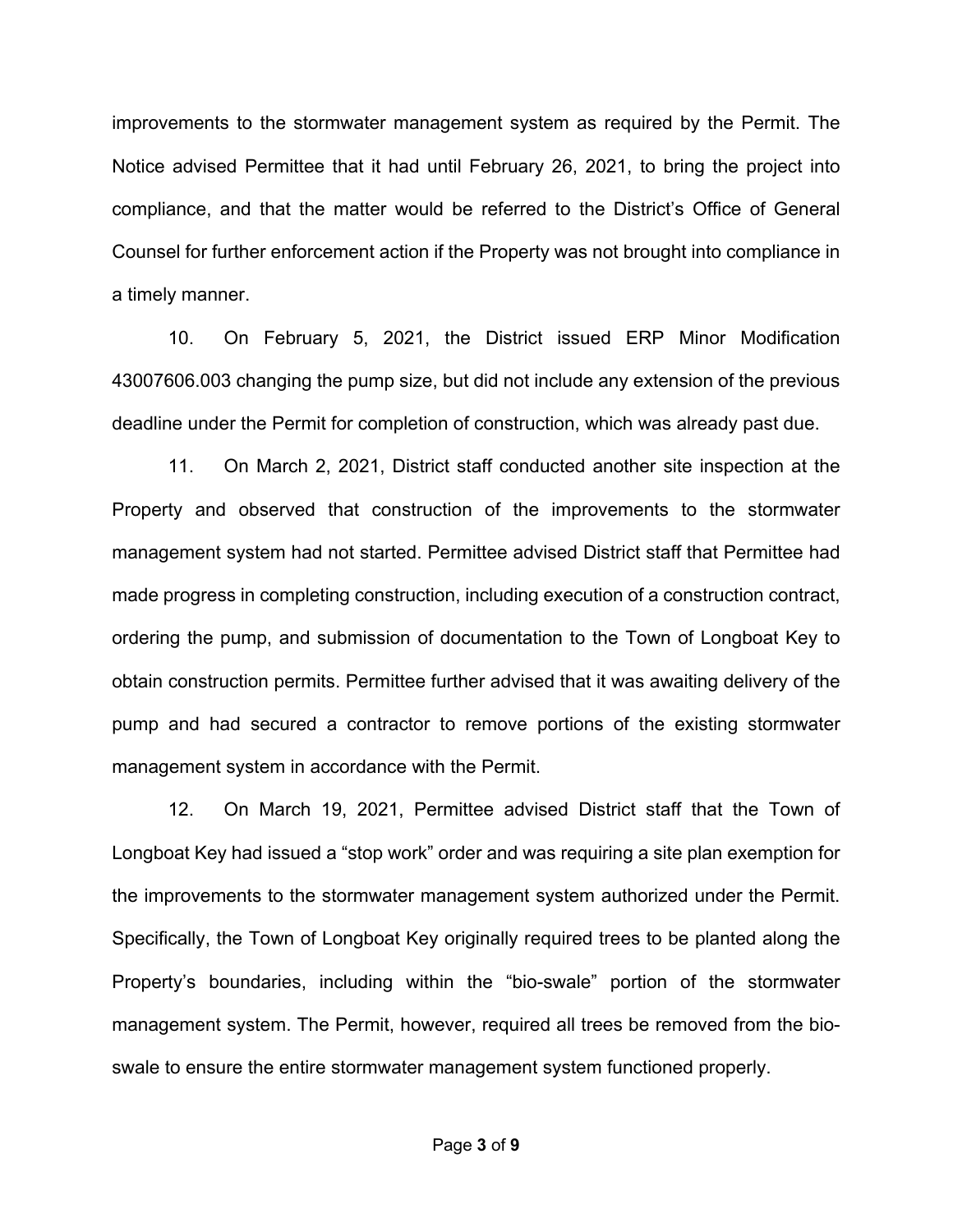improvements to the stormwater management system as required by the Permit. The Notice advised Permittee that it had until February 26, 2021, to bring the project into compliance, and that the matter would be referred to the District's Office of General Counsel for further enforcement action if the Property was not brought into compliance in a timely manner.

10. On February 5, 2021, the District issued ERP Minor Modification 43007606.003 changing the pump size, but did not include any extension of the previous deadline under the Permit for completion of construction, which was already past due.

11. On March 2, 2021, District staff conducted another site inspection at the Property and observed that construction of the improvements to the stormwater management system had not started. Permittee advised District staff that Permittee had made progress in completing construction, including execution of a construction contract, ordering the pump, and submission of documentation to the Town of Longboat Key to obtain construction permits. Permittee further advised that it was awaiting delivery of the pump and had secured a contractor to remove portions of the existing stormwater management system in accordance with the Permit.

12. On March 19, 2021, Permittee advised District staff that the Town of Longboat Key had issued a "stop work" order and was requiring a site plan exemption for the improvements to the stormwater management system authorized under the Permit. Specifically, the Town of Longboat Key originally required trees to be planted along the Property's boundaries, including within the "bio-swale" portion of the stormwater management system. The Permit, however, required all trees be removed from the bio-swale to ensure the entire stormwater management system functioned properly.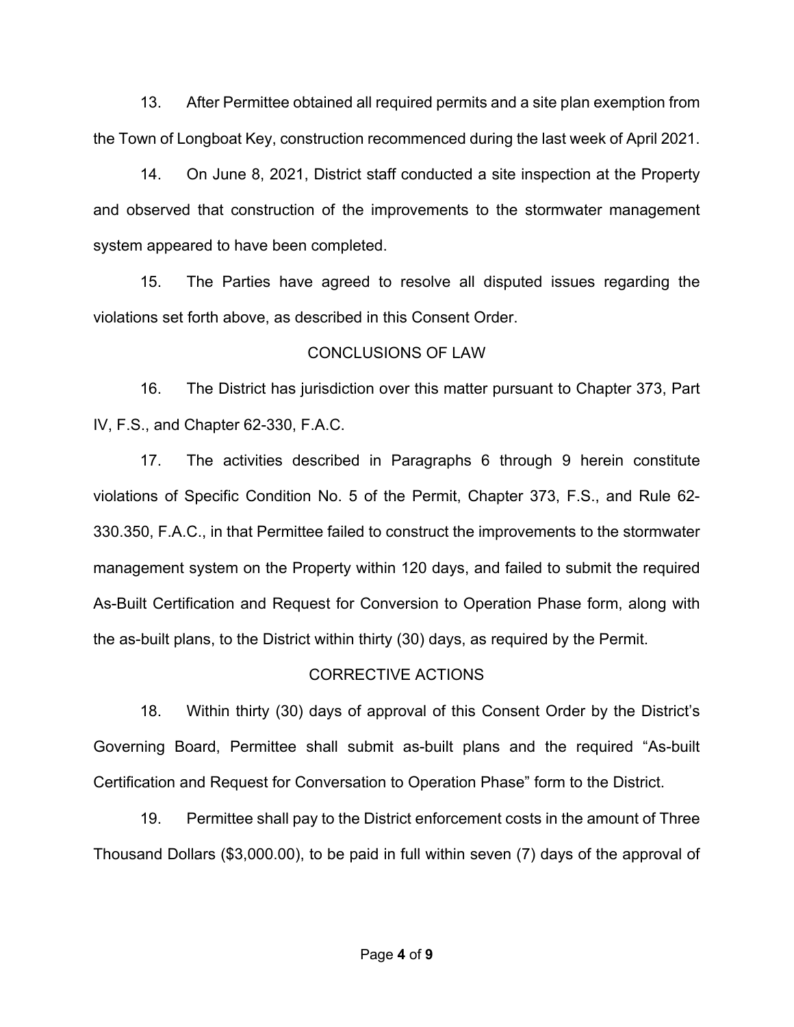13. After Permittee obtained all required permits and a site plan exemption from the Town of Longboat Key, construction recommenced during the last week of April 2021.

14. On June 8, 2021, District staff conducted a site inspection at the Property and observed that construction of the improvements to the stormwater management system appeared to have been completed.

15. The Parties have agreed to resolve all disputed issues regarding the violations set forth above, as described in this Consent Order.

## CONCLUSIONS OF LAW

16. The District has jurisdiction over this matter pursuant to Chapter 373, Part IV, F.S., and Chapter 62-330, F.A.C.

17. The activities described in Paragraphs 6 through 9 herein constitute violations of Specific Condition No. 5 of the Permit, Chapter 373, F.S., and Rule 62-330.350, F.A.C., in that Permittee failed to construct the improvements to the stormwater management system on the Property within 120 days, and failed to submit the required As-Built Certification and Request for Conversion to Operation Phase form, along with the as-built plans, to the District within thirty (30) days, as required by the Permit.

## CORRECTIVE ACTIONS

18. Within thirty (30) days of approval of this Consent Order by the District's Governing Board, Permittee shall submit as-built plans and the required "As-built Certification and Request for Conversation to Operation Phase" form to the District.

19. Permittee shall pay to the District enforcement costs in the amount of Three Thousand Dollars ($3,000.00), to be paid in full within seven (7) days of the approval of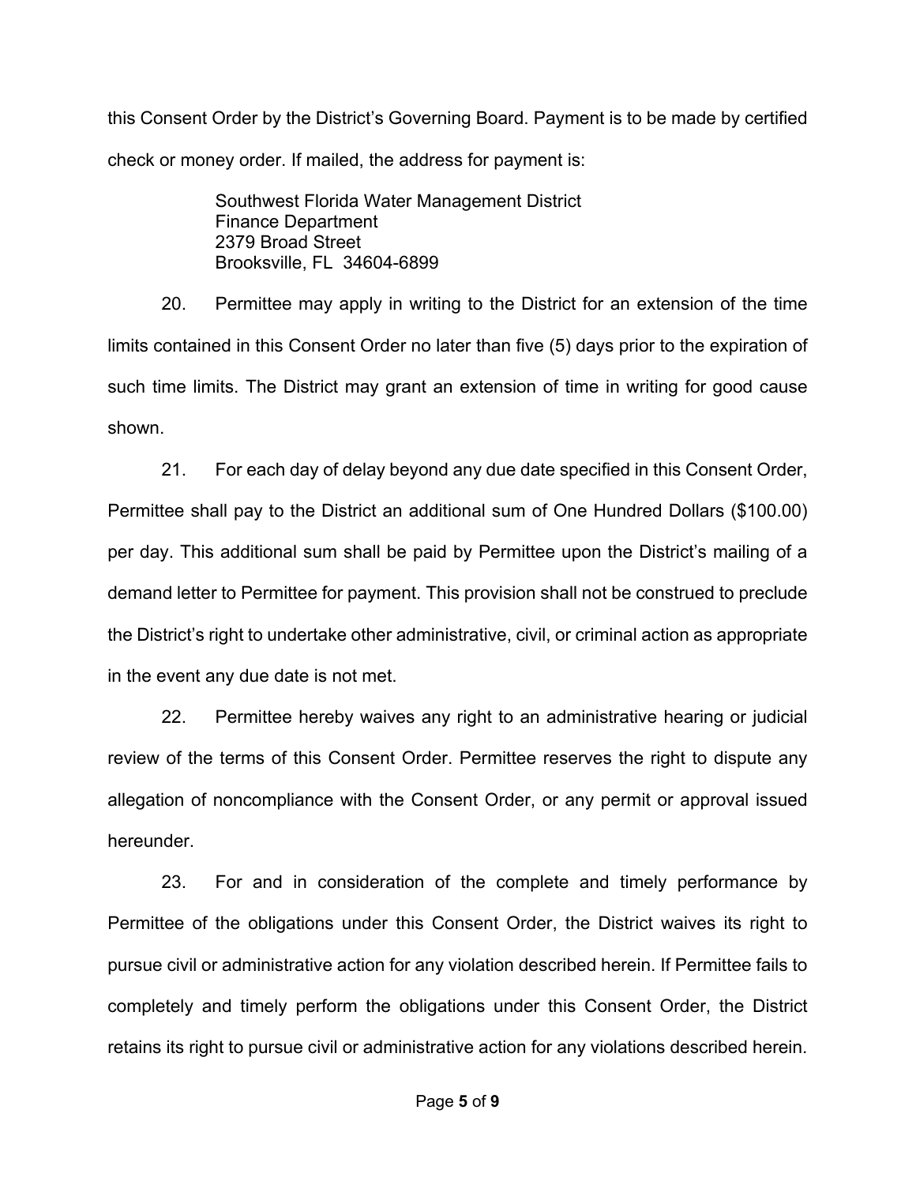this Consent Order by the District's Governing Board. Payment is to be made by certified check or money order. If mailed, the address for payment is:

> Southwest Florida Water Management District
> Finance Department
> 2379 Broad Street
> Brooksville, FL 34604-6899

20. Permittee may apply in writing to the District for an extension of the time limits contained in this Consent Order no later than five (5) days prior to the expiration of such time limits. The District may grant an extension of time in writing for good cause shown.

21. For each day of delay beyond any due date specified in this Consent Order, Permittee shall pay to the District an additional sum of One Hundred Dollars ($100.00) per day. This additional sum shall be paid by Permittee upon the District's mailing of a demand letter to Permittee for payment. This provision shall not be construed to preclude the District's right to undertake other administrative, civil, or criminal action as appropriate in the event any due date is not met.

22. Permittee hereby waives any right to an administrative hearing or judicial review of the terms of this Consent Order. Permittee reserves the right to dispute any allegation of noncompliance with the Consent Order, or any permit or approval issued hereunder.

23. For and in consideration of the complete and timely performance by Permittee of the obligations under this Consent Order, the District waives its right to pursue civil or administrative action for any violation described herein. If Permittee fails to completely and timely perform the obligations under this Consent Order, the District retains its right to pursue civil or administrative action for any violations described herein.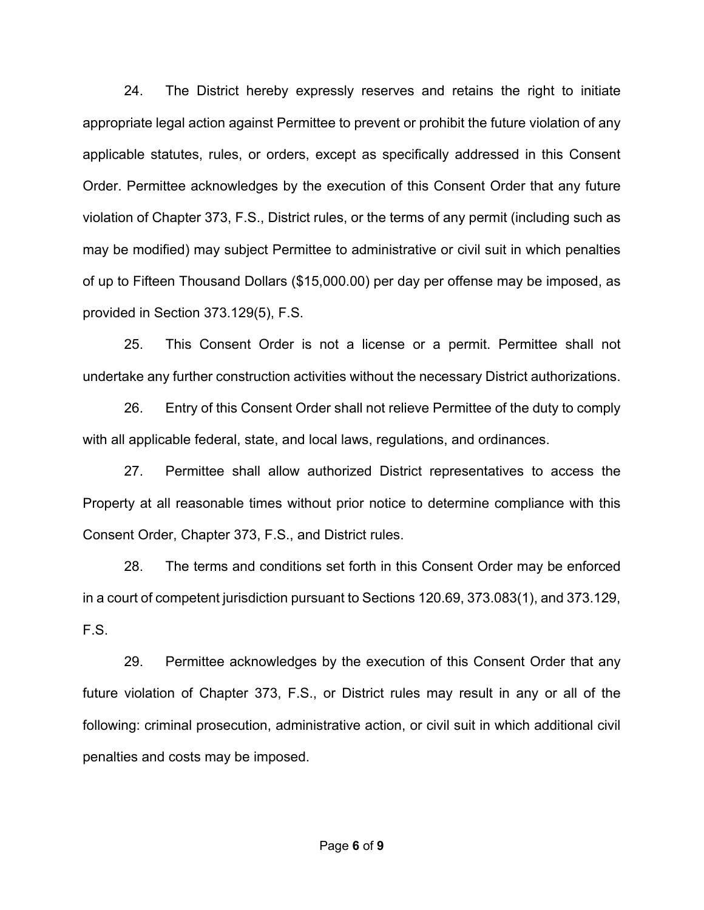24. The District hereby expressly reserves and retains the right to initiate appropriate legal action against Permittee to prevent or prohibit the future violation of any applicable statutes, rules, or orders, except as specifically addressed in this Consent Order. Permittee acknowledges by the execution of this Consent Order that any future violation of Chapter 373, F.S., District rules, or the terms of any permit (including such as may be modified) may subject Permittee to administrative or civil suit in which penalties of up to Fifteen Thousand Dollars ($15,000.00) per day per offense may be imposed, as provided in Section 373.129(5), F.S.

25. This Consent Order is not a license or a permit. Permittee shall not undertake any further construction activities without the necessary District authorizations.

26. Entry of this Consent Order shall not relieve Permittee of the duty to comply with all applicable federal, state, and local laws, regulations, and ordinances.

27. Permittee shall allow authorized District representatives to access the Property at all reasonable times without prior notice to determine compliance with this Consent Order, Chapter 373, F.S., and District rules.

28. The terms and conditions set forth in this Consent Order may be enforced in a court of competent jurisdiction pursuant to Sections 120.69, 373.083(1), and 373.129, F.S.

29. Permittee acknowledges by the execution of this Consent Order that any future violation of Chapter 373, F.S., or District rules may result in any or all of the following: criminal prosecution, administrative action, or civil suit in which additional civil penalties and costs may be imposed.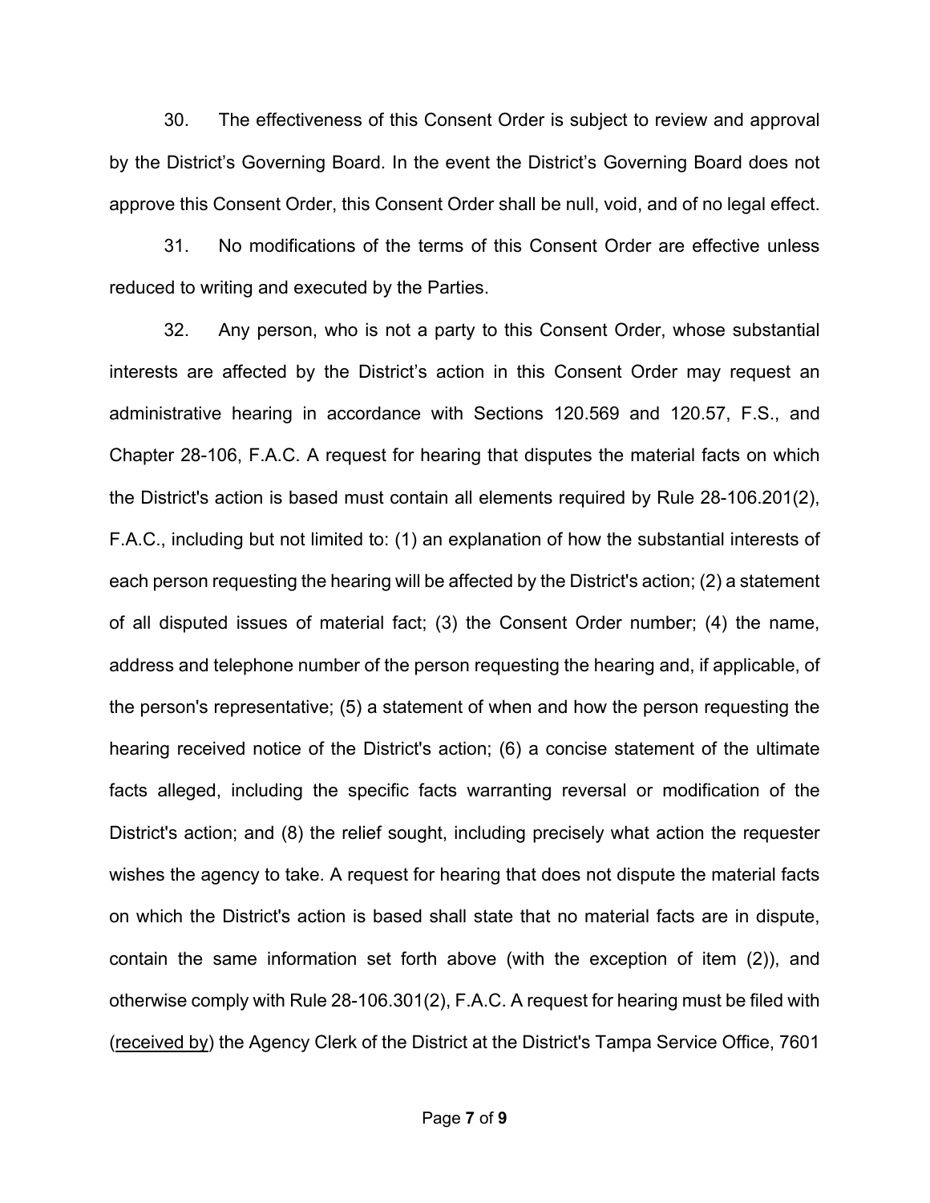30. The effectiveness of this Consent Order is subject to review and approval by the District's Governing Board. In the event the District's Governing Board does not approve this Consent Order, this Consent Order shall be null, void, and of no legal effect.

31. No modifications of the terms of this Consent Order are effective unless reduced to writing and executed by the Parties.

32. Any person, who is not a party to this Consent Order, whose substantial interests are affected by the District's action in this Consent Order may request an administrative hearing in accordance with Sections 120.569 and 120.57, F.S., and Chapter 28-106, F.A.C. A request for hearing that disputes the material facts on which the District's action is based must contain all elements required by Rule 28-106.201(2), F.A.C., including but not limited to: (1) an explanation of how the substantial interests of each person requesting the hearing will be affected by the District's action; (2) a statement of all disputed issues of material fact; (3) the Consent Order number; (4) the name, address and telephone number of the person requesting the hearing and, if applicable, of the person's representative; (5) a statement of when and how the person requesting the hearing received notice of the District's action; (6) a concise statement of the ultimate facts alleged, including the specific facts warranting reversal or modification of the District's action; and (8) the relief sought, including precisely what action the requester wishes the agency to take. A request for hearing that does not dispute the material facts on which the District's action is based shall state that no material facts are in dispute, contain the same information set forth above (with the exception of item (2)), and otherwise comply with Rule 28-106.301(2), F.A.C. A request for hearing must be filed with (<u>received by</u>) the Agency Clerk of the District at the District's Tampa Service Office, 7601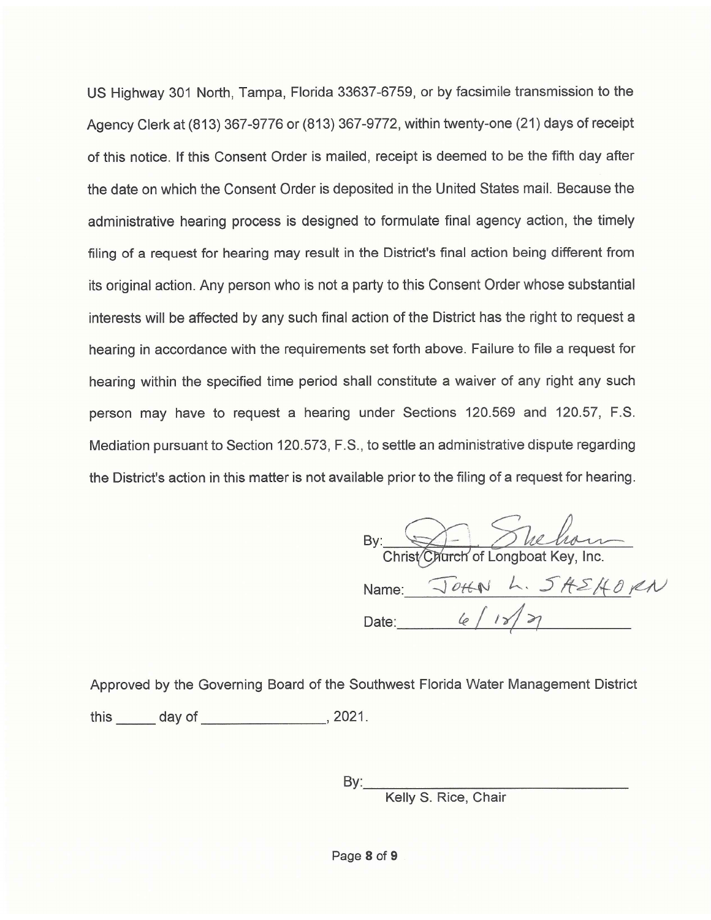US Highway 301 North, Tampa, Florida 33637-6759, or by facsimile transmission to the Agency Clerk at (813) 367-9776 or (813) 367-9772, within twenty-one (21) days of receipt of this notice. If this Consent Order is mailed, receipt is deemed to be the fifth day after the date on which the Consent Order is deposited in the United States mail. Because the administrative hearing process is designed to formulate final agency action, the timely filing of a request for hearing may result in the District's final action being different from its original action. Any person who is not a party to this Consent Order whose substantial interests will be affected by any such final action of the District has the right to request a hearing in accordance with the requirements set forth above. Failure to file a request for hearing within the specified time period shall constitute a waiver of any right any such person may have to request a hearing under Sections 120.569 and 120.57, F.S. Mediation pursuant to Section 120.573, F.S., to settle an administrative dispute regarding the District's action in this matter is not available prior to the filing of a request for hearing.

By: ________________________
Christ Church of Longboat Key, Inc.

Name: JOHN L. SHEHORN

Date: 6/18/21

Approved by the Governing Board of the Southwest Florida Water Management District this _____ day of _______________, 2021.

By: ________________________
Kelly S. Rice, Chair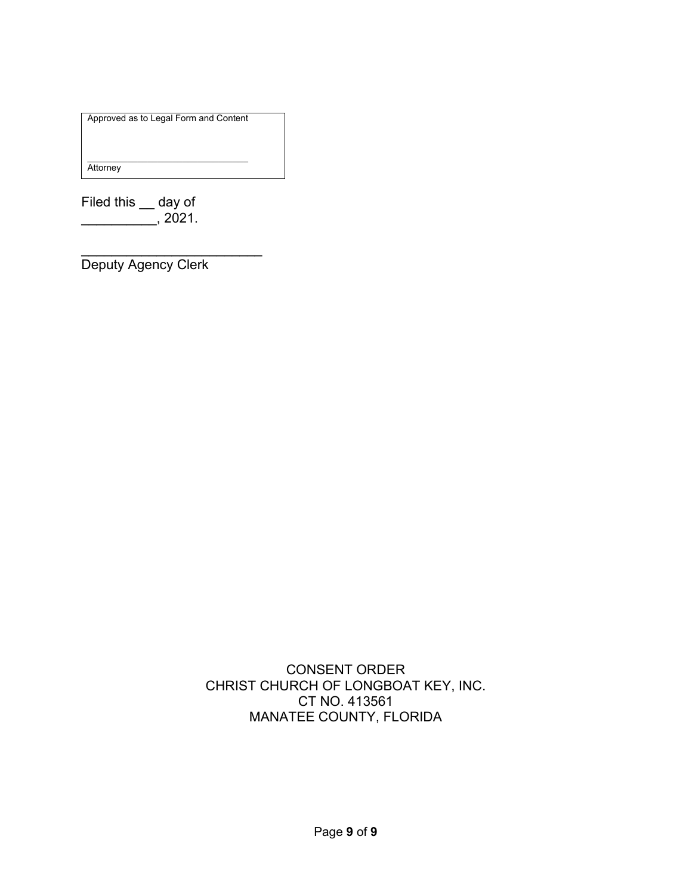Approved as to Legal Form and Content

______________________________
Attorney

Filed this __ day of
__________, 2021.

________________________
Deputy Agency Clerk

CONSENT ORDER
CHRIST CHURCH OF LONGBOAT KEY, INC.
CT NO. 413561
MANATEE COUNTY, FLORIDA